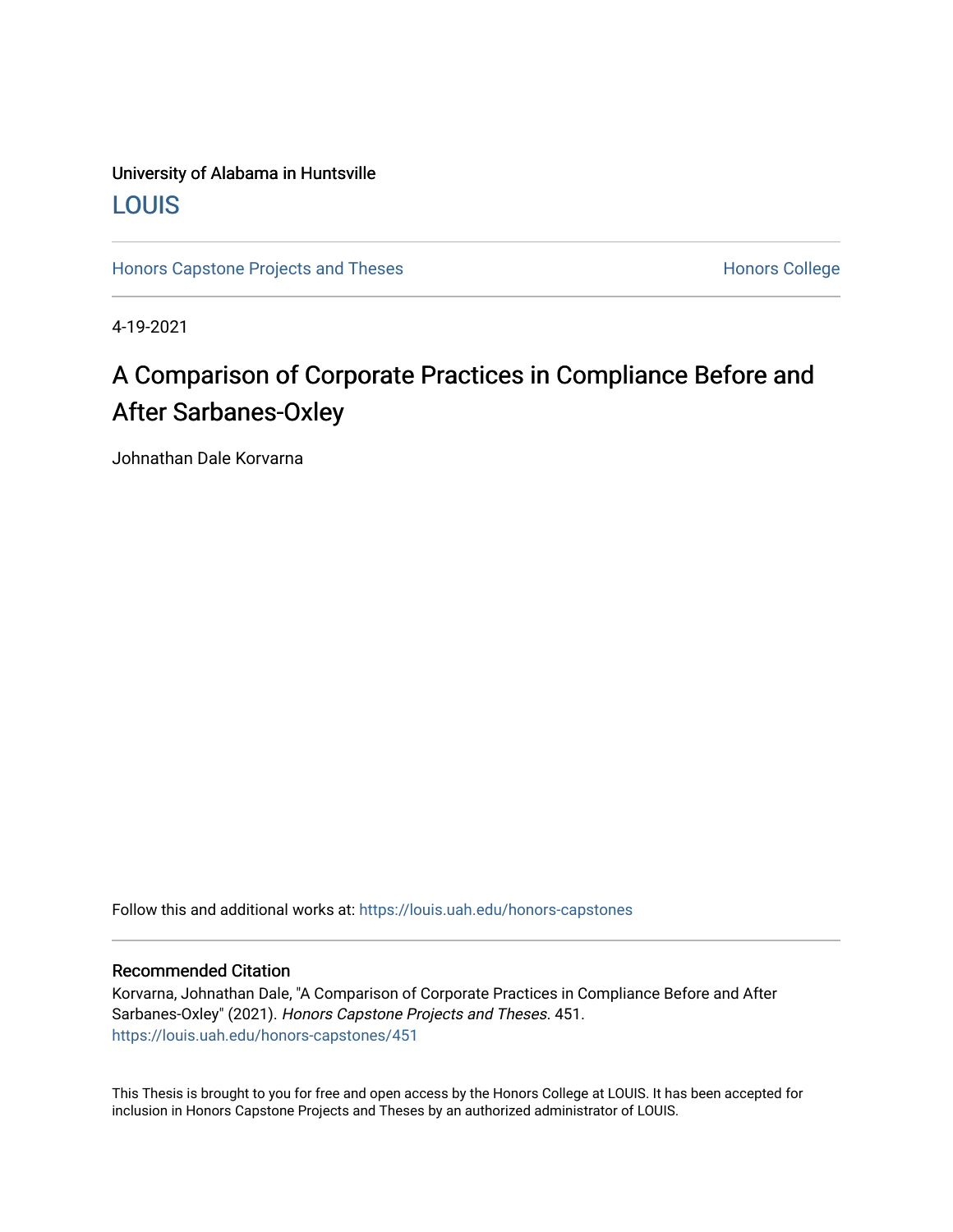University of Alabama in Huntsville

LOUIS

Honors Capstone Projects and Theses

Honors College

4-19-2021

# A Comparison of Corporate Practices in Compliance Before and After Sarbanes-Oxley

Johnathan Dale Korvarna

Follow this and additional works at: https://louis.uah.edu/honors-capstones

## Recommended Citation

Korvarna, Johnathan Dale, "A Comparison of Corporate Practices in Compliance Before and After Sarbanes-Oxley" (2021). *Honors Capstone Projects and Theses*. 451.
https://louis.uah.edu/honors-capstones/451

This Thesis is brought to you for free and open access by the Honors College at LOUIS. It has been accepted for inclusion in Honors Capstone Projects and Theses by an authorized administrator of LOUIS.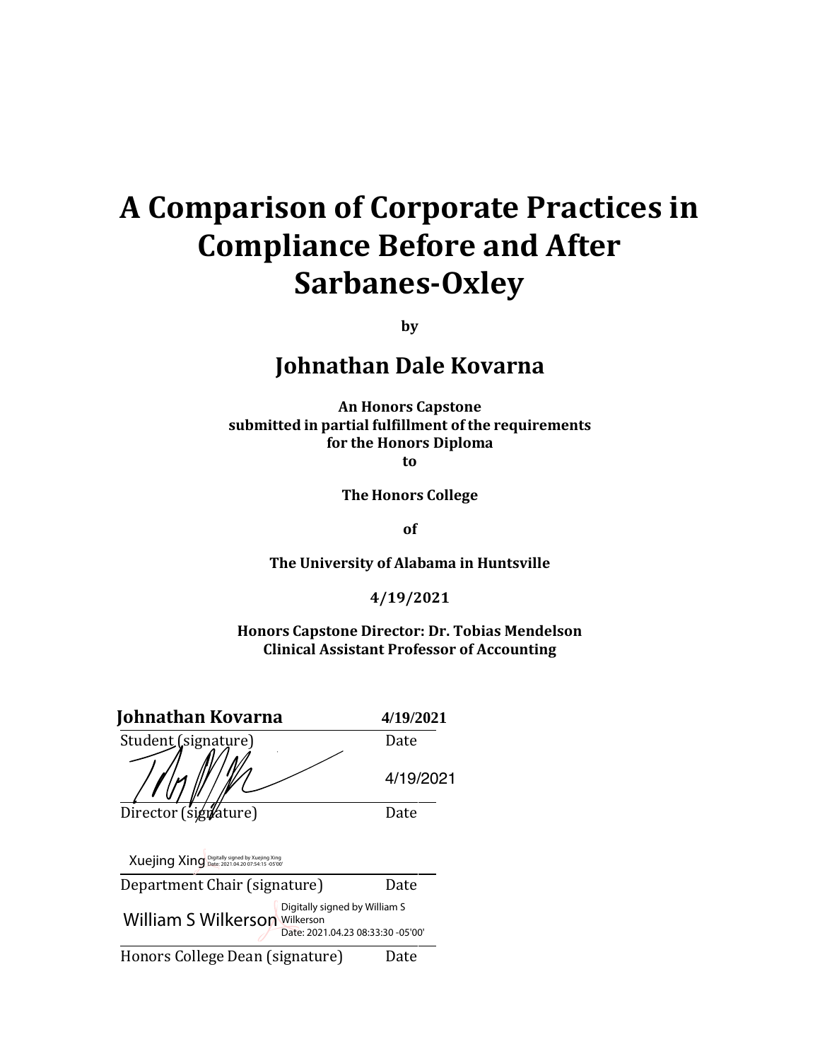# A Comparison of Corporate Practices in Compliance Before and After Sarbanes-Oxley

**by**

## Johnathan Dale Kovarna

**An Honors Capstone**
**submitted in partial fulfillment of the requirements**
**for the Honors Diploma**
**to**

**The Honors College**

**of**

**The University of Alabama in Huntsville**

**4/19/2021**

**Honors Capstone Director: Dr. Tobias Mendelson**
**Clinical Assistant Professor of Accounting**

**Johnathan Kovarna** **4/19/2021**

Student (signature) Date

4/19/2021

Director (signature) Date

Xuejing Xing Digitally signed by Xuejing Xing Date: 2021.04.20 07:54:15 -05'00'

Department Chair (signature) Date

William S Wilkerson Digitally signed by William S Wilkerson Date: 2021.04.23 08:33:30 -05'00'

Honors College Dean (signature) Date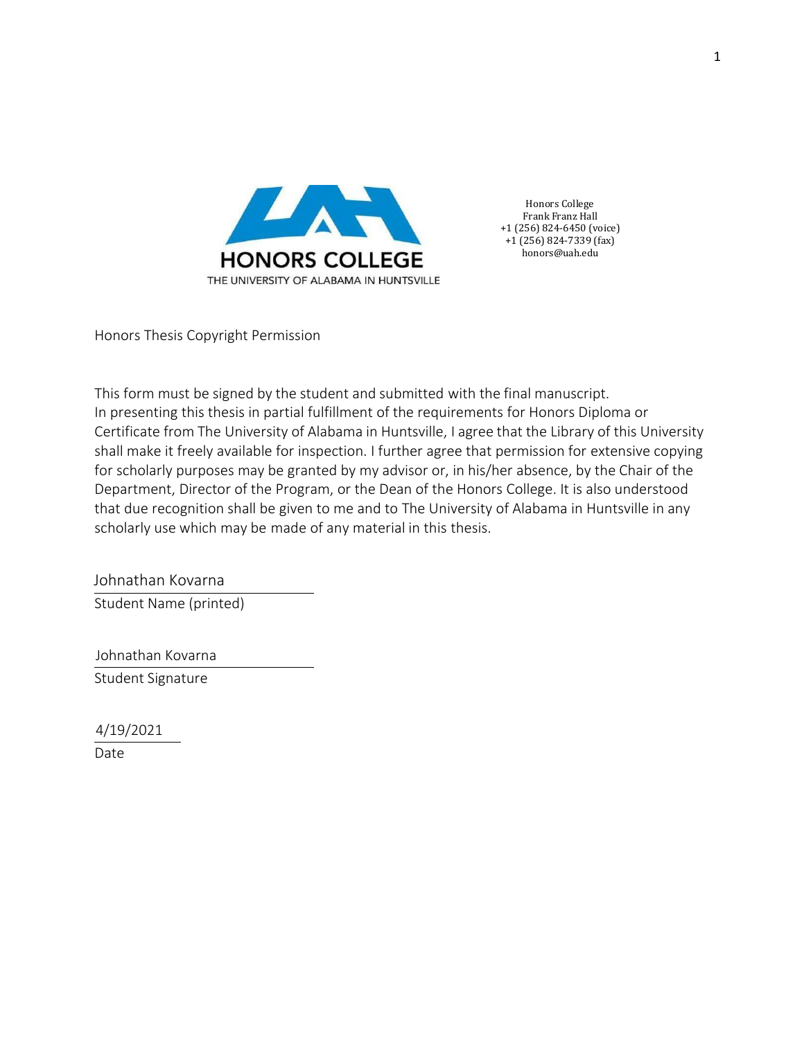HONORS COLLEGE
THE UNIVERSITY OF ALABAMA IN HUNTSVILLE

Honors College
Frank Franz Hall
+1 (256) 824-6450 (voice)
+1 (256) 824-7339 (fax)
honors@uah.edu

Honors Thesis Copyright Permission

This form must be signed by the student and submitted with the final manuscript.
In presenting this thesis in partial fulfillment of the requirements for Honors Diploma or Certificate from The University of Alabama in Huntsville, I agree that the Library of this University shall make it freely available for inspection. I further agree that permission for extensive copying for scholarly purposes may be granted by my advisor or, in his/her absence, by the Chair of the Department, Director of the Program, or the Dean of the Honors College. It is also understood that due recognition shall be given to me and to The University of Alabama in Huntsville in any scholarly use which may be made of any material in this thesis.

Johnathan Kovarna
Student Name (printed)

Johnathan Kovarna
Student Signature

4/19/2021
Date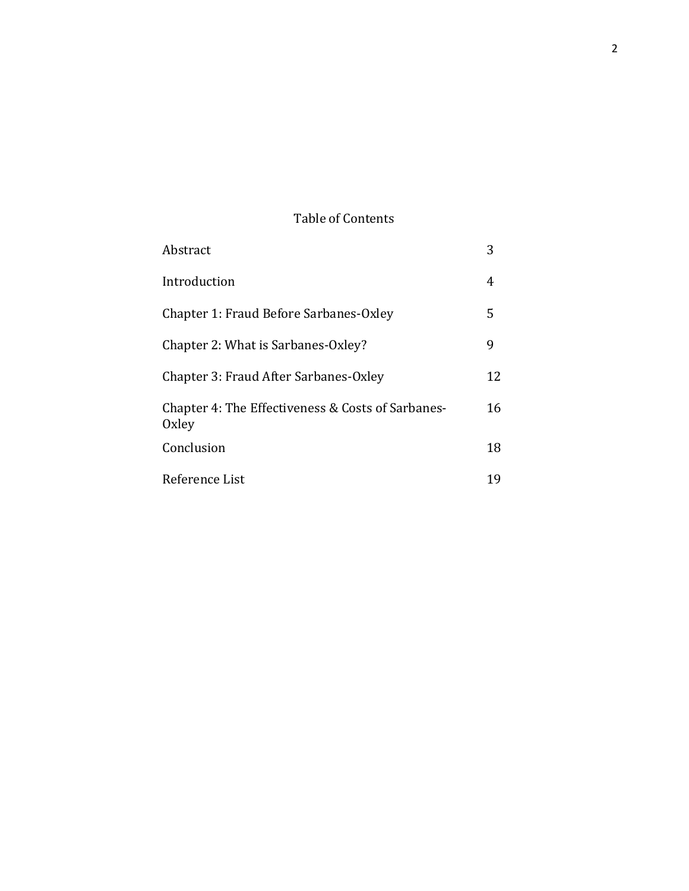# Table of Contents

| | |
|---|---|
| Abstract | 3 |
| Introduction | 4 |
| Chapter 1: Fraud Before Sarbanes-Oxley | 5 |
| Chapter 2: What is Sarbanes-Oxley? | 9 |
| Chapter 3: Fraud After Sarbanes-Oxley | 12 |
| Chapter 4: The Effectiveness & Costs of Sarbanes-Oxley | 16 |
| Conclusion | 18 |
| Reference List | 19 |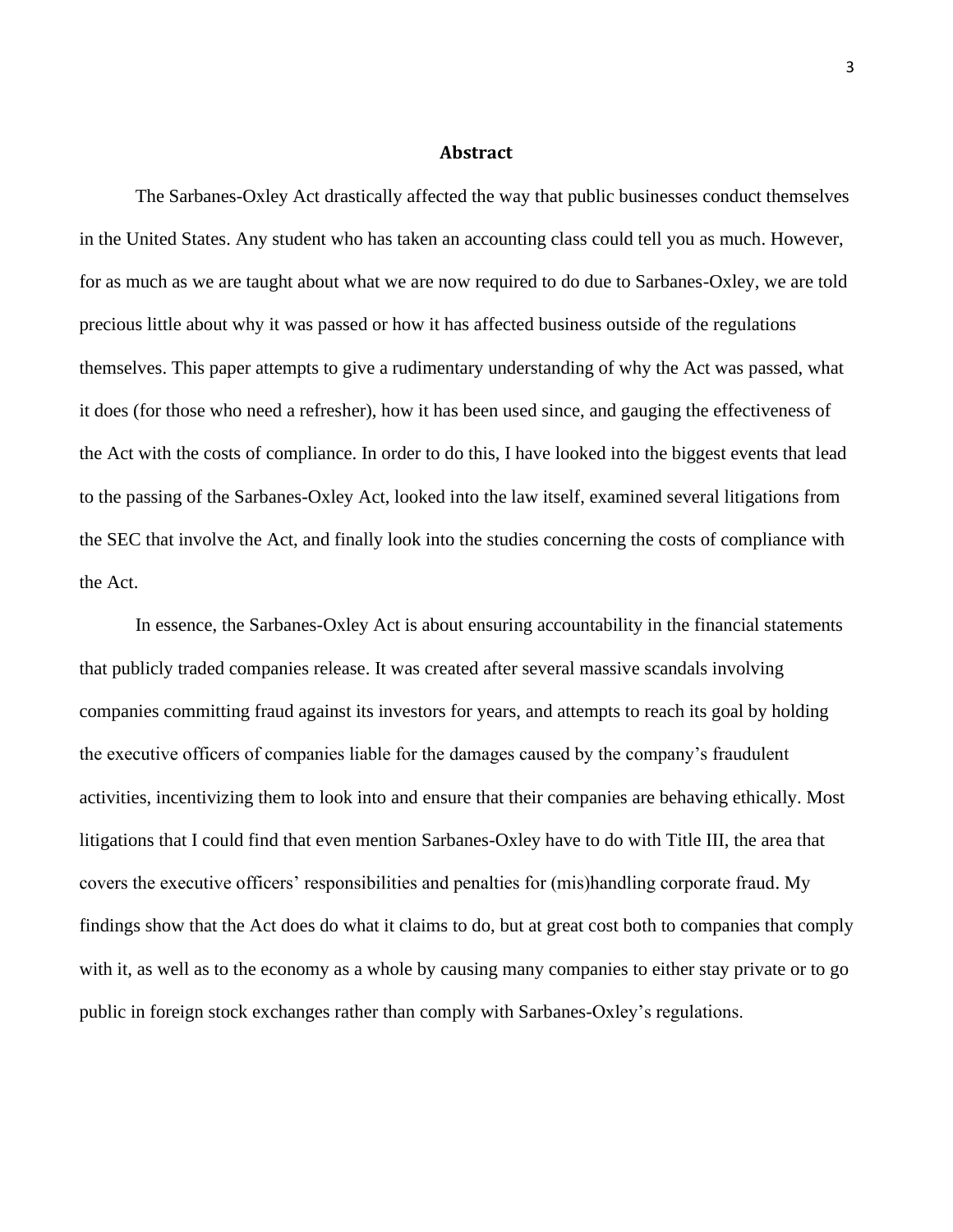## Abstract

The Sarbanes-Oxley Act drastically affected the way that public businesses conduct themselves in the United States. Any student who has taken an accounting class could tell you as much. However, for as much as we are taught about what we are now required to do due to Sarbanes-Oxley, we are told precious little about why it was passed or how it has affected business outside of the regulations themselves. This paper attempts to give a rudimentary understanding of why the Act was passed, what it does (for those who need a refresher), how it has been used since, and gauging the effectiveness of the Act with the costs of compliance. In order to do this, I have looked into the biggest events that lead to the passing of the Sarbanes-Oxley Act, looked into the law itself, examined several litigations from the SEC that involve the Act, and finally look into the studies concerning the costs of compliance with the Act.

In essence, the Sarbanes-Oxley Act is about ensuring accountability in the financial statements that publicly traded companies release. It was created after several massive scandals involving companies committing fraud against its investors for years, and attempts to reach its goal by holding the executive officers of companies liable for the damages caused by the company's fraudulent activities, incentivizing them to look into and ensure that their companies are behaving ethically. Most litigations that I could find that even mention Sarbanes-Oxley have to do with Title III, the area that covers the executive officers' responsibilities and penalties for (mis)handling corporate fraud. My findings show that the Act does do what it claims to do, but at great cost both to companies that comply with it, as well as to the economy as a whole by causing many companies to either stay private or to go public in foreign stock exchanges rather than comply with Sarbanes-Oxley's regulations.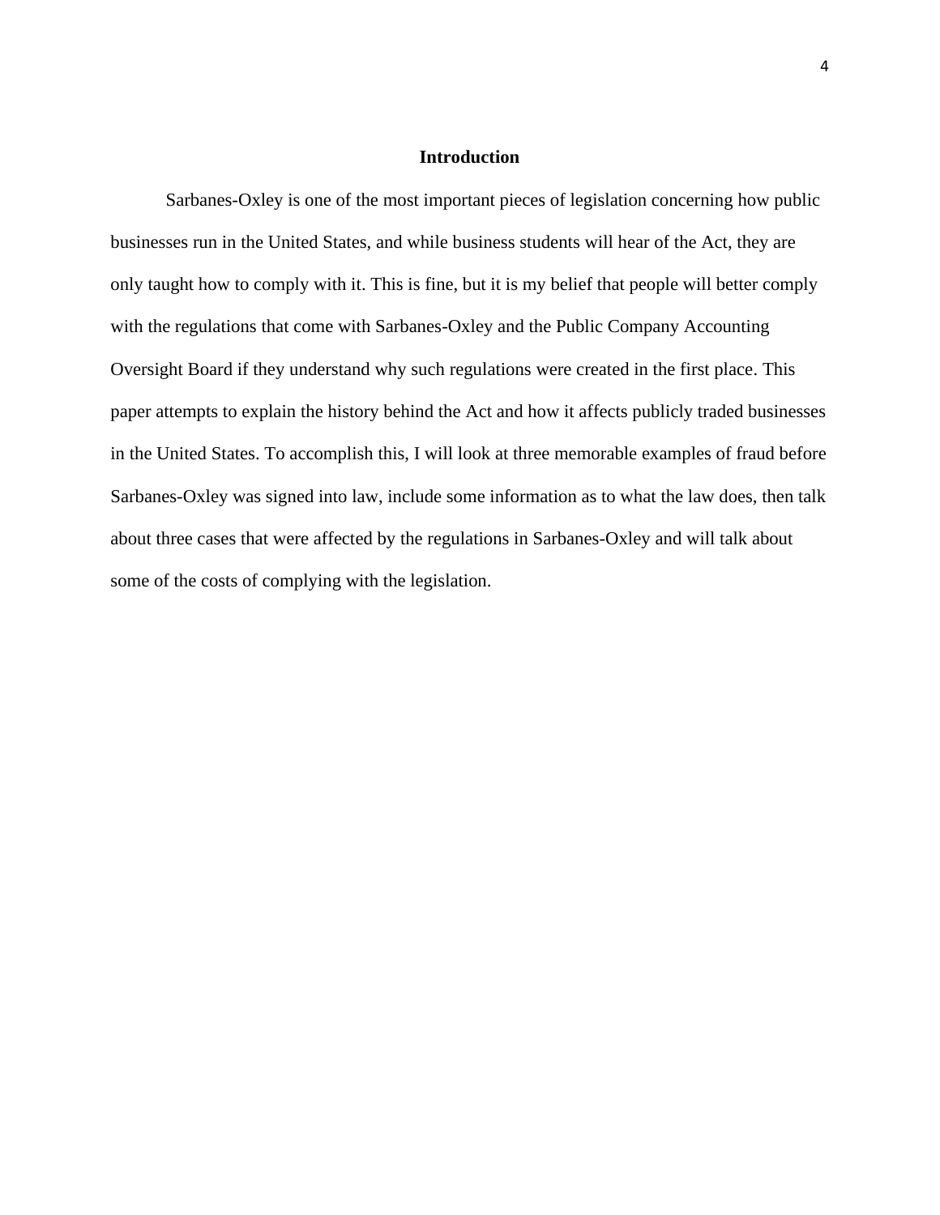## Introduction

Sarbanes-Oxley is one of the most important pieces of legislation concerning how public businesses run in the United States, and while business students will hear of the Act, they are only taught how to comply with it. This is fine, but it is my belief that people will better comply with the regulations that come with Sarbanes-Oxley and the Public Company Accounting Oversight Board if they understand why such regulations were created in the first place. This paper attempts to explain the history behind the Act and how it affects publicly traded businesses in the United States. To accomplish this, I will look at three memorable examples of fraud before Sarbanes-Oxley was signed into law, include some information as to what the law does, then talk about three cases that were affected by the regulations in Sarbanes-Oxley and will talk about some of the costs of complying with the legislation.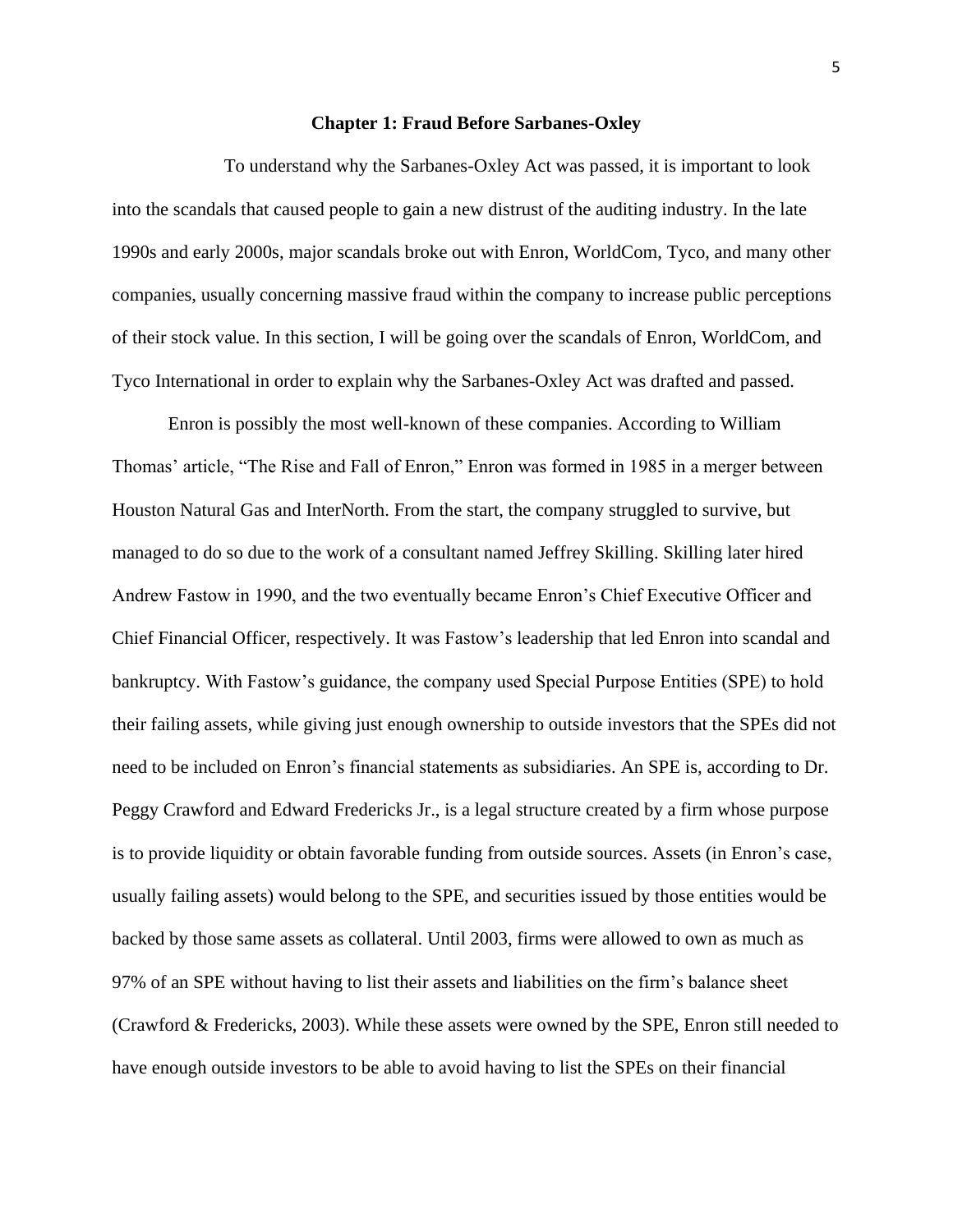## Chapter 1: Fraud Before Sarbanes-Oxley

To understand why the Sarbanes-Oxley Act was passed, it is important to look into the scandals that caused people to gain a new distrust of the auditing industry. In the late 1990s and early 2000s, major scandals broke out with Enron, WorldCom, Tyco, and many other companies, usually concerning massive fraud within the company to increase public perceptions of their stock value. In this section, I will be going over the scandals of Enron, WorldCom, and Tyco International in order to explain why the Sarbanes-Oxley Act was drafted and passed.

Enron is possibly the most well-known of these companies. According to William Thomas' article, "The Rise and Fall of Enron," Enron was formed in 1985 in a merger between Houston Natural Gas and InterNorth. From the start, the company struggled to survive, but managed to do so due to the work of a consultant named Jeffrey Skilling. Skilling later hired Andrew Fastow in 1990, and the two eventually became Enron's Chief Executive Officer and Chief Financial Officer, respectively. It was Fastow's leadership that led Enron into scandal and bankruptcy. With Fastow's guidance, the company used Special Purpose Entities (SPE) to hold their failing assets, while giving just enough ownership to outside investors that the SPEs did not need to be included on Enron's financial statements as subsidiaries. An SPE is, according to Dr. Peggy Crawford and Edward Fredericks Jr., is a legal structure created by a firm whose purpose is to provide liquidity or obtain favorable funding from outside sources. Assets (in Enron's case, usually failing assets) would belong to the SPE, and securities issued by those entities would be backed by those same assets as collateral. Until 2003, firms were allowed to own as much as 97% of an SPE without having to list their assets and liabilities on the firm's balance sheet (Crawford & Fredericks, 2003). While these assets were owned by the SPE, Enron still needed to have enough outside investors to be able to avoid having to list the SPEs on their financial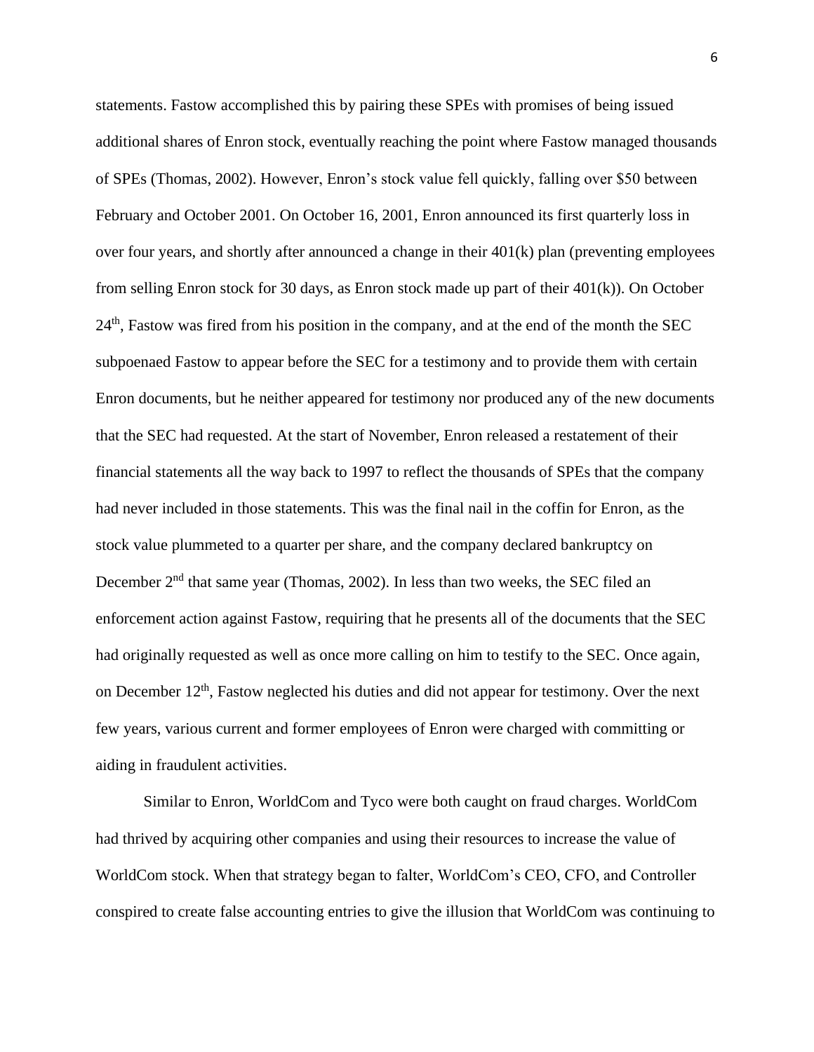statements. Fastow accomplished this by pairing these SPEs with promises of being issued additional shares of Enron stock, eventually reaching the point where Fastow managed thousands of SPEs (Thomas, 2002). However, Enron's stock value fell quickly, falling over $50 between February and October 2001. On October 16, 2001, Enron announced its first quarterly loss in over four years, and shortly after announced a change in their 401(k) plan (preventing employees from selling Enron stock for 30 days, as Enron stock made up part of their 401(k)). On October 24th, Fastow was fired from his position in the company, and at the end of the month the SEC subpoenaed Fastow to appear before the SEC for a testimony and to provide them with certain Enron documents, but he neither appeared for testimony nor produced any of the new documents that the SEC had requested. At the start of November, Enron released a restatement of their financial statements all the way back to 1997 to reflect the thousands of SPEs that the company had never included in those statements. This was the final nail in the coffin for Enron, as the stock value plummeted to a quarter per share, and the company declared bankruptcy on December 2nd that same year (Thomas, 2002). In less than two weeks, the SEC filed an enforcement action against Fastow, requiring that he presents all of the documents that the SEC had originally requested as well as once more calling on him to testify to the SEC. Once again, on December 12th, Fastow neglected his duties and did not appear for testimony. Over the next few years, various current and former employees of Enron were charged with committing or aiding in fraudulent activities.

Similar to Enron, WorldCom and Tyco were both caught on fraud charges. WorldCom had thrived by acquiring other companies and using their resources to increase the value of WorldCom stock. When that strategy began to falter, WorldCom's CEO, CFO, and Controller conspired to create false accounting entries to give the illusion that WorldCom was continuing to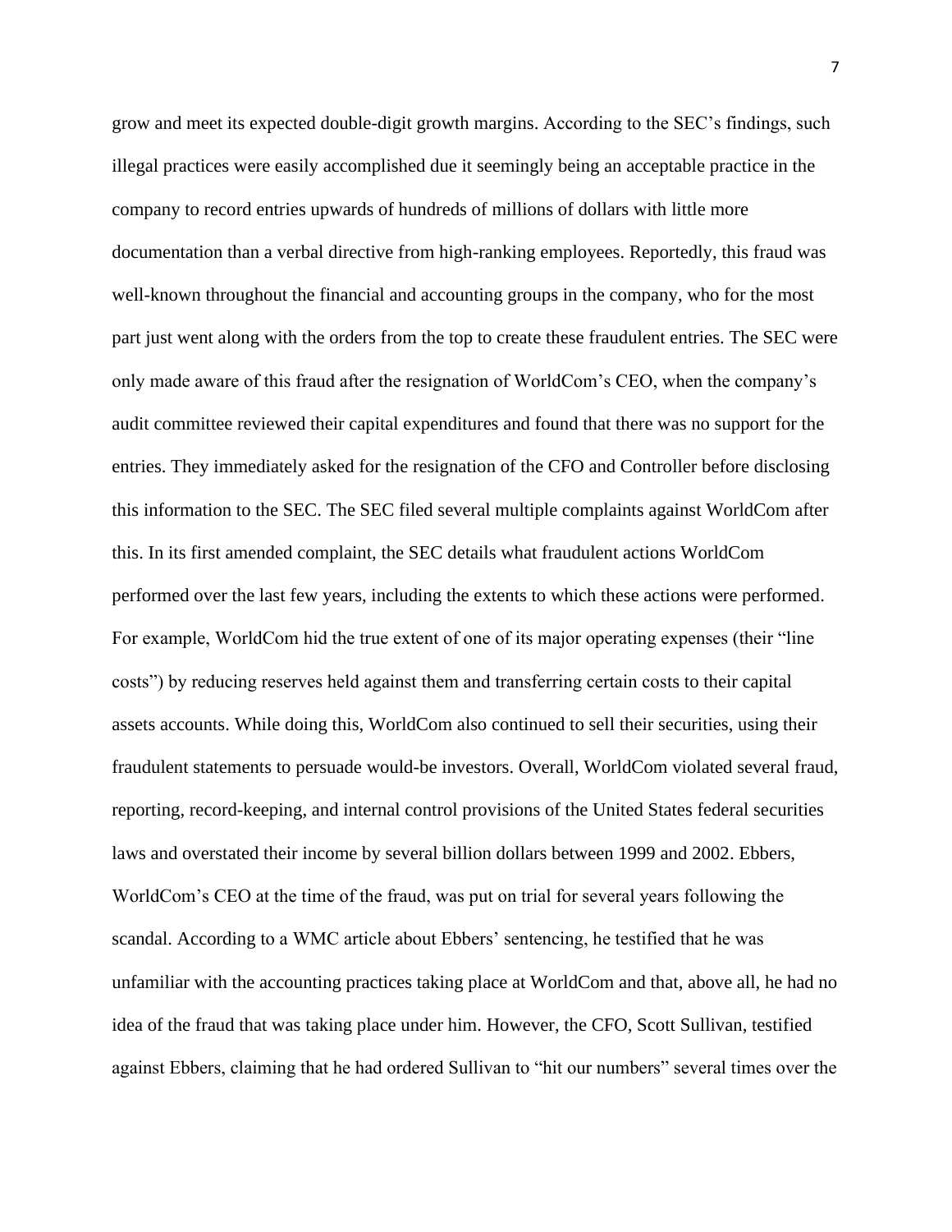grow and meet its expected double-digit growth margins. According to the SEC's findings, such illegal practices were easily accomplished due it seemingly being an acceptable practice in the company to record entries upwards of hundreds of millions of dollars with little more documentation than a verbal directive from high-ranking employees. Reportedly, this fraud was well-known throughout the financial and accounting groups in the company, who for the most part just went along with the orders from the top to create these fraudulent entries. The SEC were only made aware of this fraud after the resignation of WorldCom's CEO, when the company's audit committee reviewed their capital expenditures and found that there was no support for the entries. They immediately asked for the resignation of the CFO and Controller before disclosing this information to the SEC. The SEC filed several multiple complaints against WorldCom after this. In its first amended complaint, the SEC details what fraudulent actions WorldCom performed over the last few years, including the extents to which these actions were performed. For example, WorldCom hid the true extent of one of its major operating expenses (their "line costs") by reducing reserves held against them and transferring certain costs to their capital assets accounts. While doing this, WorldCom also continued to sell their securities, using their fraudulent statements to persuade would-be investors. Overall, WorldCom violated several fraud, reporting, record-keeping, and internal control provisions of the United States federal securities laws and overstated their income by several billion dollars between 1999 and 2002. Ebbers, WorldCom's CEO at the time of the fraud, was put on trial for several years following the scandal. According to a WMC article about Ebbers' sentencing, he testified that he was unfamiliar with the accounting practices taking place at WorldCom and that, above all, he had no idea of the fraud that was taking place under him. However, the CFO, Scott Sullivan, testified against Ebbers, claiming that he had ordered Sullivan to "hit our numbers" several times over the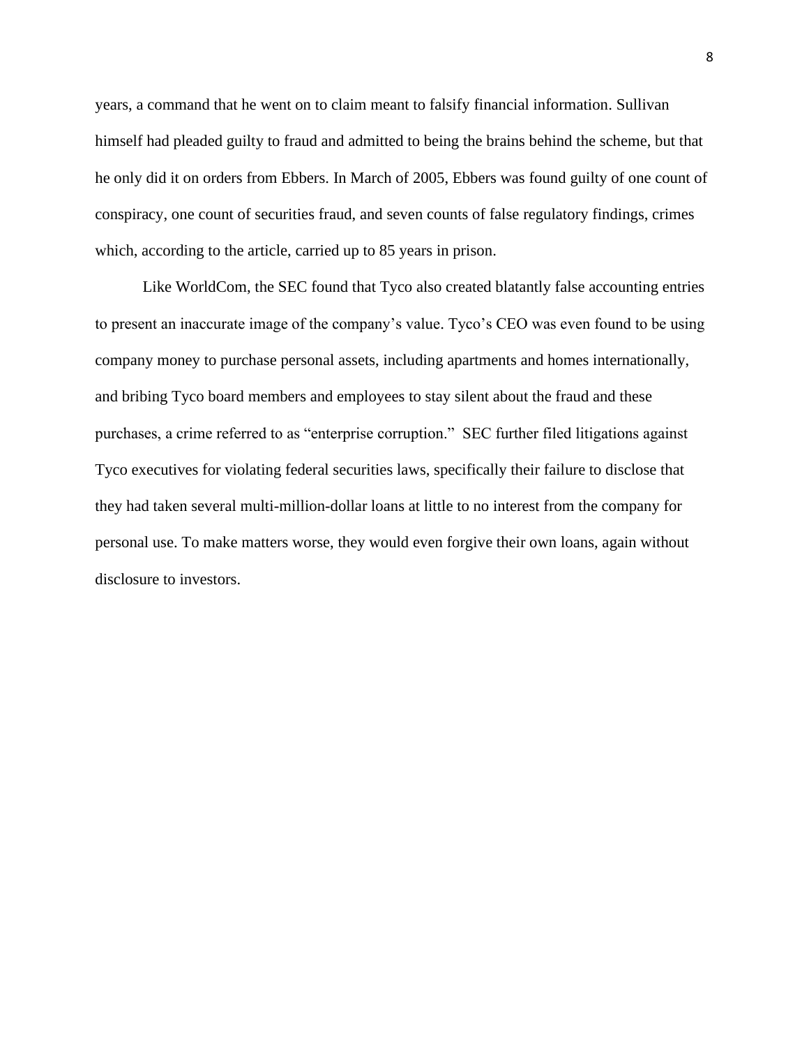years, a command that he went on to claim meant to falsify financial information. Sullivan himself had pleaded guilty to fraud and admitted to being the brains behind the scheme, but that he only did it on orders from Ebbers. In March of 2005, Ebbers was found guilty of one count of conspiracy, one count of securities fraud, and seven counts of false regulatory findings, crimes which, according to the article, carried up to 85 years in prison.

Like WorldCom, the SEC found that Tyco also created blatantly false accounting entries to present an inaccurate image of the company's value. Tyco's CEO was even found to be using company money to purchase personal assets, including apartments and homes internationally, and bribing Tyco board members and employees to stay silent about the fraud and these purchases, a crime referred to as "enterprise corruption." SEC further filed litigations against Tyco executives for violating federal securities laws, specifically their failure to disclose that they had taken several multi-million-dollar loans at little to no interest from the company for personal use. To make matters worse, they would even forgive their own loans, again without disclosure to investors.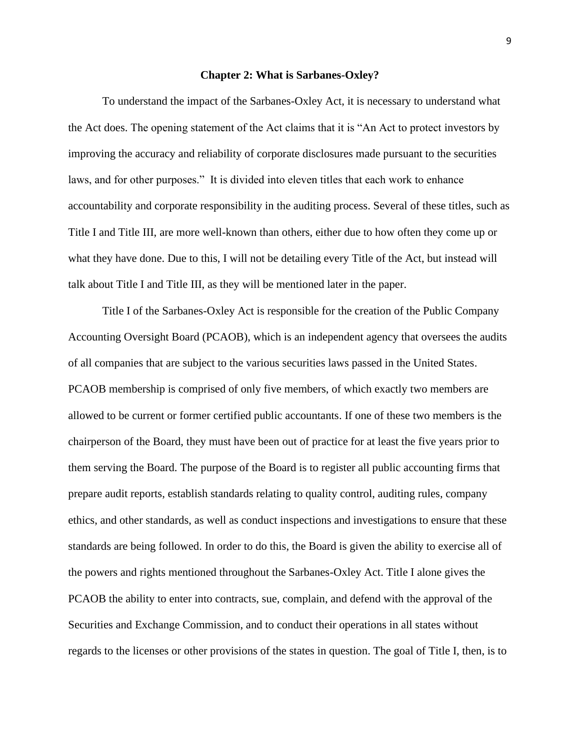## Chapter 2: What is Sarbanes-Oxley?

To understand the impact of the Sarbanes-Oxley Act, it is necessary to understand what the Act does. The opening statement of the Act claims that it is "An Act to protect investors by improving the accuracy and reliability of corporate disclosures made pursuant to the securities laws, and for other purposes." It is divided into eleven titles that each work to enhance accountability and corporate responsibility in the auditing process. Several of these titles, such as Title I and Title III, are more well-known than others, either due to how often they come up or what they have done. Due to this, I will not be detailing every Title of the Act, but instead will talk about Title I and Title III, as they will be mentioned later in the paper.

Title I of the Sarbanes-Oxley Act is responsible for the creation of the Public Company Accounting Oversight Board (PCAOB), which is an independent agency that oversees the audits of all companies that are subject to the various securities laws passed in the United States. PCAOB membership is comprised of only five members, of which exactly two members are allowed to be current or former certified public accountants. If one of these two members is the chairperson of the Board, they must have been out of practice for at least the five years prior to them serving the Board. The purpose of the Board is to register all public accounting firms that prepare audit reports, establish standards relating to quality control, auditing rules, company ethics, and other standards, as well as conduct inspections and investigations to ensure that these standards are being followed. In order to do this, the Board is given the ability to exercise all of the powers and rights mentioned throughout the Sarbanes-Oxley Act. Title I alone gives the PCAOB the ability to enter into contracts, sue, complain, and defend with the approval of the Securities and Exchange Commission, and to conduct their operations in all states without regards to the licenses or other provisions of the states in question. The goal of Title I, then, is to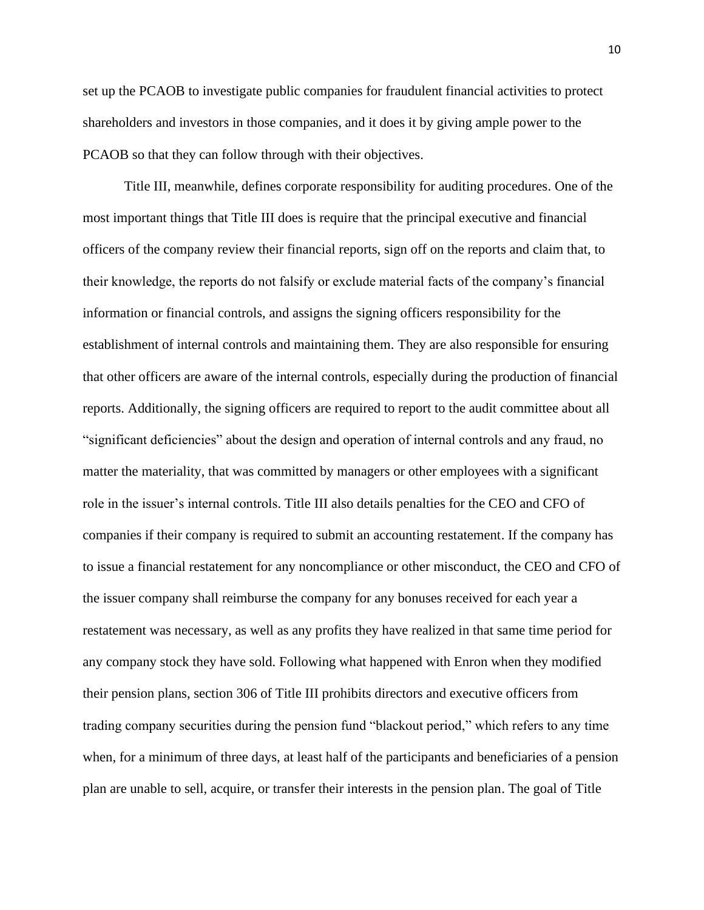set up the PCAOB to investigate public companies for fraudulent financial activities to protect shareholders and investors in those companies, and it does it by giving ample power to the PCAOB so that they can follow through with their objectives.

Title III, meanwhile, defines corporate responsibility for auditing procedures. One of the most important things that Title III does is require that the principal executive and financial officers of the company review their financial reports, sign off on the reports and claim that, to their knowledge, the reports do not falsify or exclude material facts of the company's financial information or financial controls, and assigns the signing officers responsibility for the establishment of internal controls and maintaining them. They are also responsible for ensuring that other officers are aware of the internal controls, especially during the production of financial reports. Additionally, the signing officers are required to report to the audit committee about all "significant deficiencies" about the design and operation of internal controls and any fraud, no matter the materiality, that was committed by managers or other employees with a significant role in the issuer's internal controls. Title III also details penalties for the CEO and CFO of companies if their company is required to submit an accounting restatement. If the company has to issue a financial restatement for any noncompliance or other misconduct, the CEO and CFO of the issuer company shall reimburse the company for any bonuses received for each year a restatement was necessary, as well as any profits they have realized in that same time period for any company stock they have sold. Following what happened with Enron when they modified their pension plans, section 306 of Title III prohibits directors and executive officers from trading company securities during the pension fund "blackout period," which refers to any time when, for a minimum of three days, at least half of the participants and beneficiaries of a pension plan are unable to sell, acquire, or transfer their interests in the pension plan. The goal of Title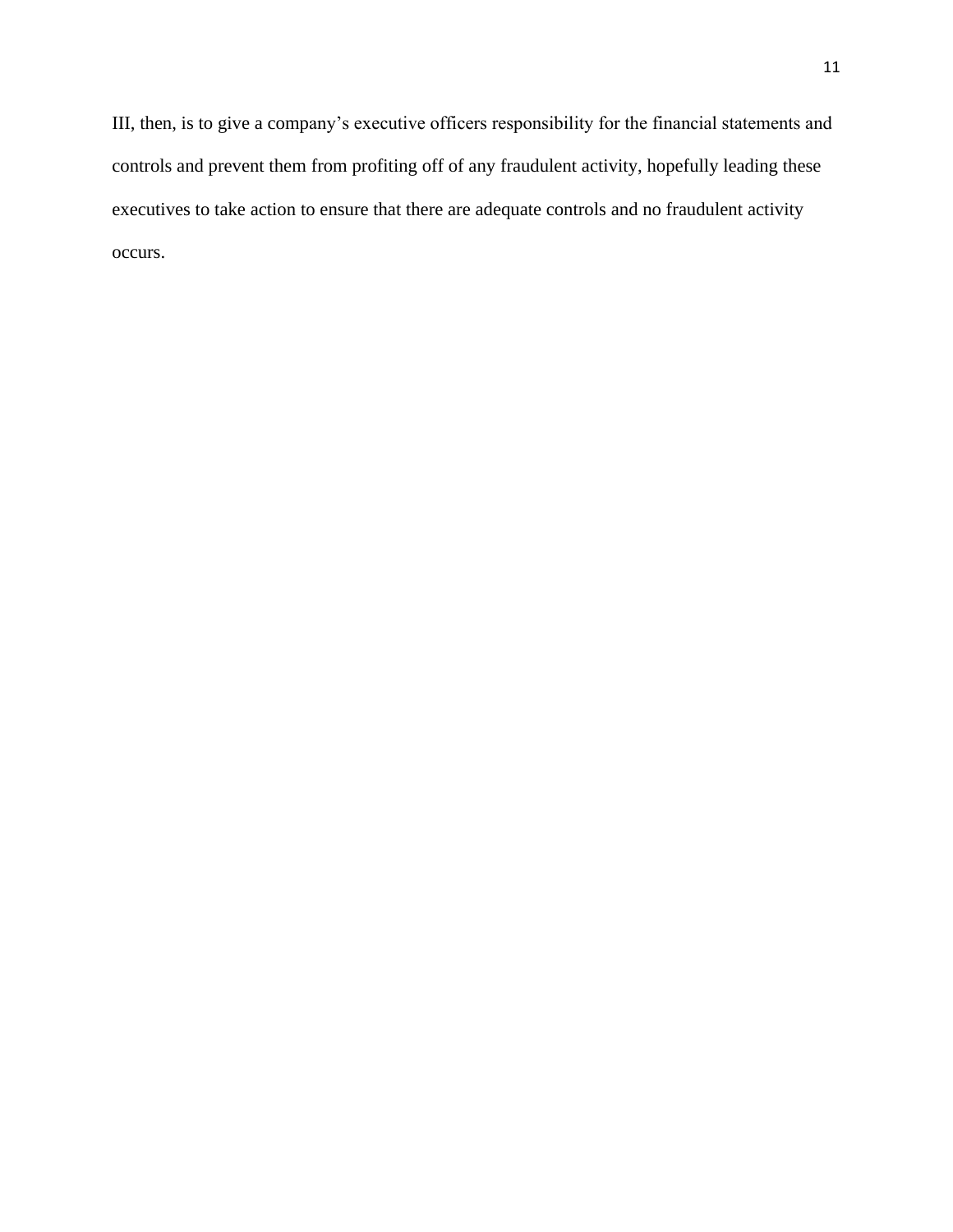III, then, is to give a company's executive officers responsibility for the financial statements and controls and prevent them from profiting off of any fraudulent activity, hopefully leading these executives to take action to ensure that there are adequate controls and no fraudulent activity occurs.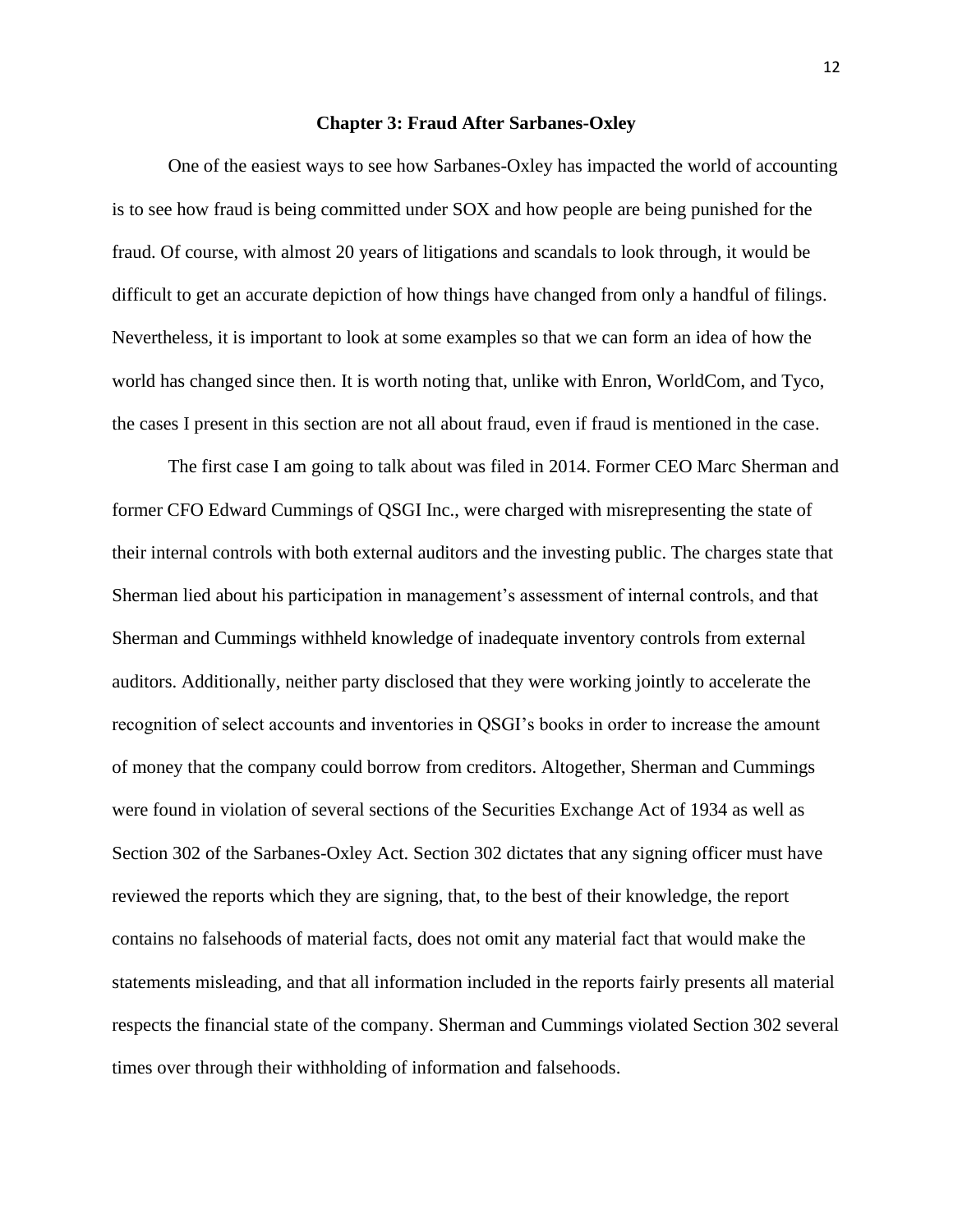## Chapter 3: Fraud After Sarbanes-Oxley

One of the easiest ways to see how Sarbanes-Oxley has impacted the world of accounting is to see how fraud is being committed under SOX and how people are being punished for the fraud. Of course, with almost 20 years of litigations and scandals to look through, it would be difficult to get an accurate depiction of how things have changed from only a handful of filings. Nevertheless, it is important to look at some examples so that we can form an idea of how the world has changed since then. It is worth noting that, unlike with Enron, WorldCom, and Tyco, the cases I present in this section are not all about fraud, even if fraud is mentioned in the case.

The first case I am going to talk about was filed in 2014. Former CEO Marc Sherman and former CFO Edward Cummings of QSGI Inc., were charged with misrepresenting the state of their internal controls with both external auditors and the investing public. The charges state that Sherman lied about his participation in management's assessment of internal controls, and that Sherman and Cummings withheld knowledge of inadequate inventory controls from external auditors. Additionally, neither party disclosed that they were working jointly to accelerate the recognition of select accounts and inventories in QSGI's books in order to increase the amount of money that the company could borrow from creditors. Altogether, Sherman and Cummings were found in violation of several sections of the Securities Exchange Act of 1934 as well as Section 302 of the Sarbanes-Oxley Act. Section 302 dictates that any signing officer must have reviewed the reports which they are signing, that, to the best of their knowledge, the report contains no falsehoods of material facts, does not omit any material fact that would make the statements misleading, and that all information included in the reports fairly presents all material respects the financial state of the company. Sherman and Cummings violated Section 302 several times over through their withholding of information and falsehoods.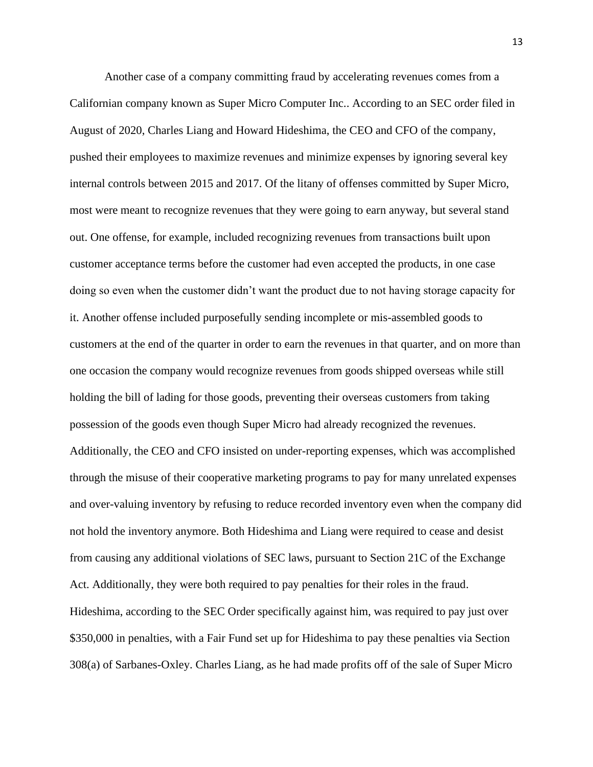Another case of a company committing fraud by accelerating revenues comes from a Californian company known as Super Micro Computer Inc.. According to an SEC order filed in August of 2020, Charles Liang and Howard Hideshima, the CEO and CFO of the company, pushed their employees to maximize revenues and minimize expenses by ignoring several key internal controls between 2015 and 2017. Of the litany of offenses committed by Super Micro, most were meant to recognize revenues that they were going to earn anyway, but several stand out. One offense, for example, included recognizing revenues from transactions built upon customer acceptance terms before the customer had even accepted the products, in one case doing so even when the customer didn't want the product due to not having storage capacity for it. Another offense included purposefully sending incomplete or mis-assembled goods to customers at the end of the quarter in order to earn the revenues in that quarter, and on more than one occasion the company would recognize revenues from goods shipped overseas while still holding the bill of lading for those goods, preventing their overseas customers from taking possession of the goods even though Super Micro had already recognized the revenues. Additionally, the CEO and CFO insisted on under-reporting expenses, which was accomplished through the misuse of their cooperative marketing programs to pay for many unrelated expenses and over-valuing inventory by refusing to reduce recorded inventory even when the company did not hold the inventory anymore. Both Hideshima and Liang were required to cease and desist from causing any additional violations of SEC laws, pursuant to Section 21C of the Exchange Act. Additionally, they were both required to pay penalties for their roles in the fraud. Hideshima, according to the SEC Order specifically against him, was required to pay just over $350,000 in penalties, with a Fair Fund set up for Hideshima to pay these penalties via Section 308(a) of Sarbanes-Oxley. Charles Liang, as he had made profits off of the sale of Super Micro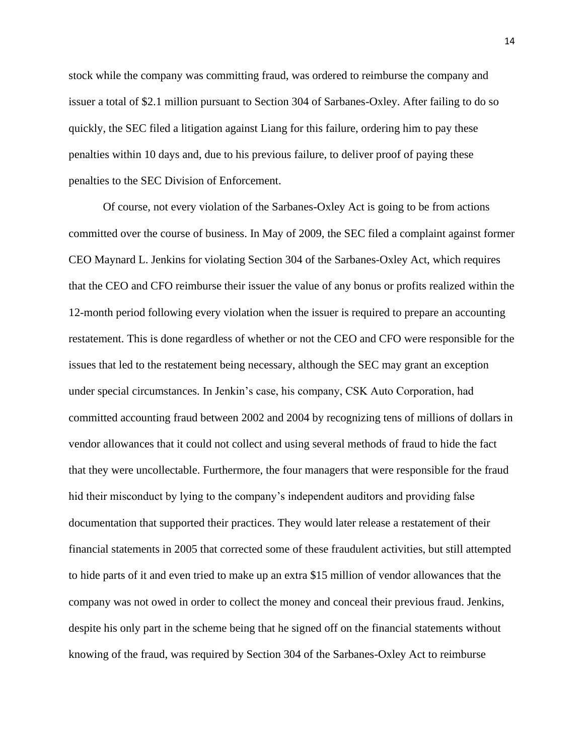stock while the company was committing fraud, was ordered to reimburse the company and issuer a total of $2.1 million pursuant to Section 304 of Sarbanes-Oxley. After failing to do so quickly, the SEC filed a litigation against Liang for this failure, ordering him to pay these penalties within 10 days and, due to his previous failure, to deliver proof of paying these penalties to the SEC Division of Enforcement.

Of course, not every violation of the Sarbanes-Oxley Act is going to be from actions committed over the course of business. In May of 2009, the SEC filed a complaint against former CEO Maynard L. Jenkins for violating Section 304 of the Sarbanes-Oxley Act, which requires that the CEO and CFO reimburse their issuer the value of any bonus or profits realized within the 12-month period following every violation when the issuer is required to prepare an accounting restatement. This is done regardless of whether or not the CEO and CFO were responsible for the issues that led to the restatement being necessary, although the SEC may grant an exception under special circumstances. In Jenkin's case, his company, CSK Auto Corporation, had committed accounting fraud between 2002 and 2004 by recognizing tens of millions of dollars in vendor allowances that it could not collect and using several methods of fraud to hide the fact that they were uncollectable. Furthermore, the four managers that were responsible for the fraud hid their misconduct by lying to the company's independent auditors and providing false documentation that supported their practices. They would later release a restatement of their financial statements in 2005 that corrected some of these fraudulent activities, but still attempted to hide parts of it and even tried to make up an extra $15 million of vendor allowances that the company was not owed in order to collect the money and conceal their previous fraud. Jenkins, despite his only part in the scheme being that he signed off on the financial statements without knowing of the fraud, was required by Section 304 of the Sarbanes-Oxley Act to reimburse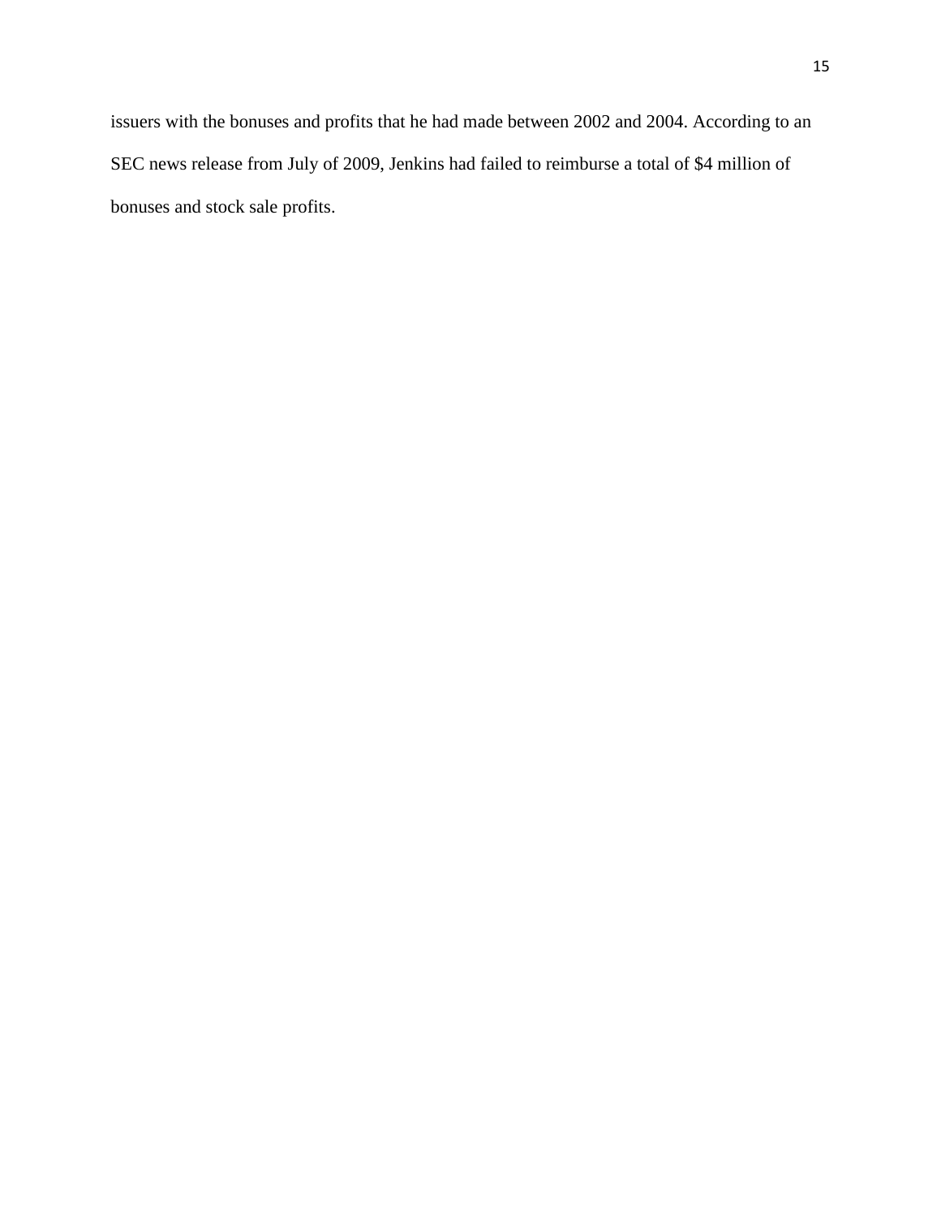issuers with the bonuses and profits that he had made between 2002 and 2004. According to an SEC news release from July of 2009, Jenkins had failed to reimburse a total of $4 million of bonuses and stock sale profits.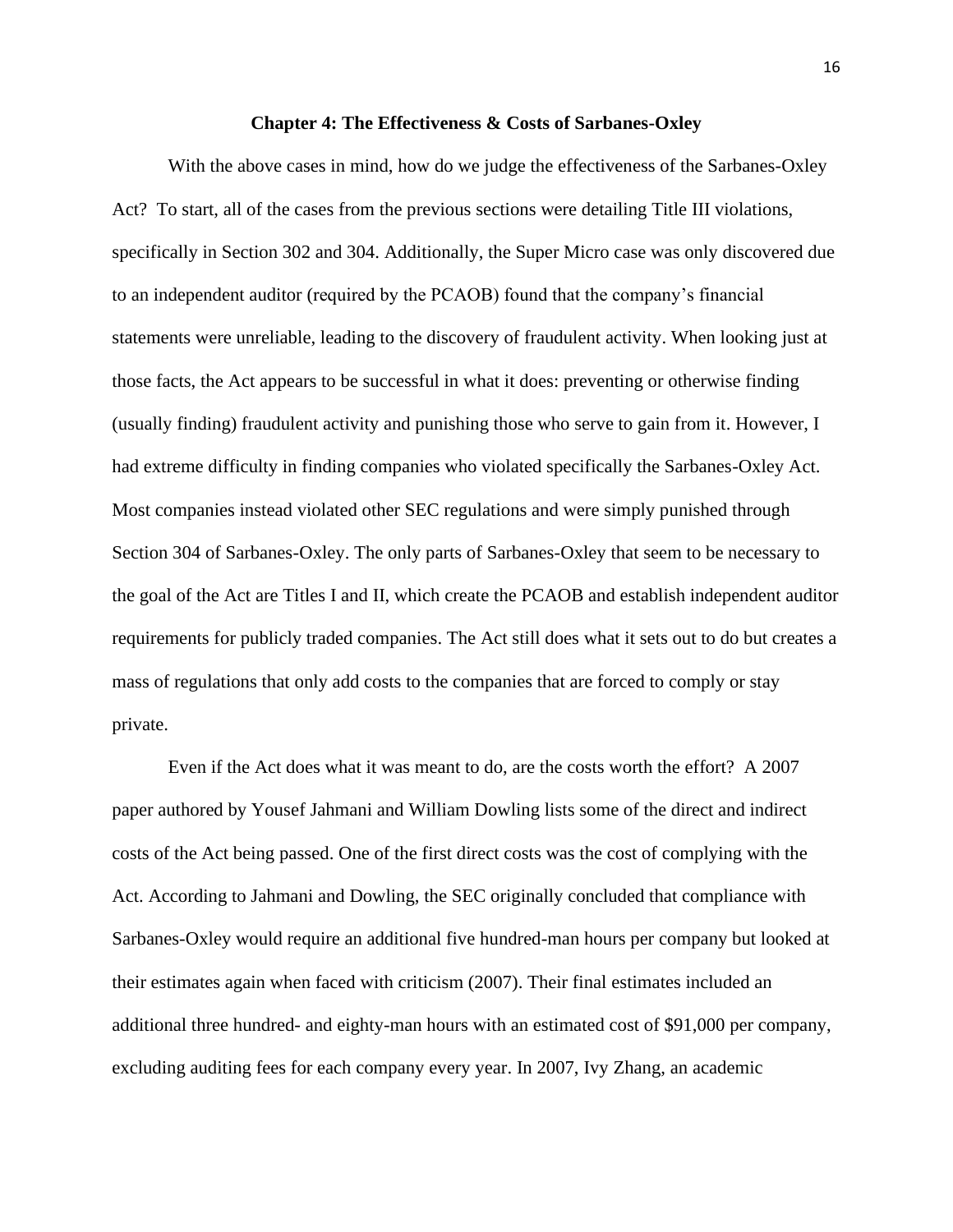## Chapter 4: The Effectiveness & Costs of Sarbanes-Oxley

With the above cases in mind, how do we judge the effectiveness of the Sarbanes-Oxley Act? To start, all of the cases from the previous sections were detailing Title III violations, specifically in Section 302 and 304. Additionally, the Super Micro case was only discovered due to an independent auditor (required by the PCAOB) found that the company's financial statements were unreliable, leading to the discovery of fraudulent activity. When looking just at those facts, the Act appears to be successful in what it does: preventing or otherwise finding (usually finding) fraudulent activity and punishing those who serve to gain from it. However, I had extreme difficulty in finding companies who violated specifically the Sarbanes-Oxley Act. Most companies instead violated other SEC regulations and were simply punished through Section 304 of Sarbanes-Oxley. The only parts of Sarbanes-Oxley that seem to be necessary to the goal of the Act are Titles I and II, which create the PCAOB and establish independent auditor requirements for publicly traded companies. The Act still does what it sets out to do but creates a mass of regulations that only add costs to the companies that are forced to comply or stay private.

Even if the Act does what it was meant to do, are the costs worth the effort? A 2007 paper authored by Yousef Jahmani and William Dowling lists some of the direct and indirect costs of the Act being passed. One of the first direct costs was the cost of complying with the Act. According to Jahmani and Dowling, the SEC originally concluded that compliance with Sarbanes-Oxley would require an additional five hundred-man hours per company but looked at their estimates again when faced with criticism (2007). Their final estimates included an additional three hundred- and eighty-man hours with an estimated cost of $91,000 per company, excluding auditing fees for each company every year. In 2007, Ivy Zhang, an academic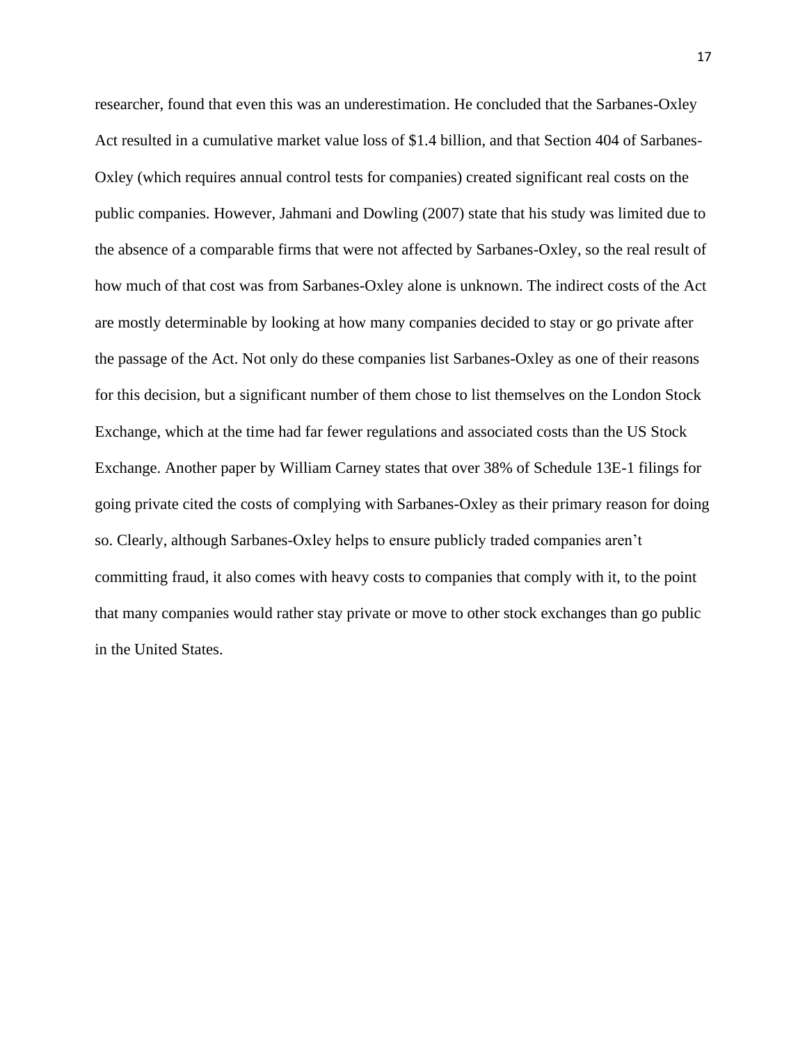researcher, found that even this was an underestimation. He concluded that the Sarbanes-Oxley Act resulted in a cumulative market value loss of $1.4 billion, and that Section 404 of Sarbanes-Oxley (which requires annual control tests for companies) created significant real costs on the public companies. However, Jahmani and Dowling (2007) state that his study was limited due to the absence of a comparable firms that were not affected by Sarbanes-Oxley, so the real result of how much of that cost was from Sarbanes-Oxley alone is unknown. The indirect costs of the Act are mostly determinable by looking at how many companies decided to stay or go private after the passage of the Act. Not only do these companies list Sarbanes-Oxley as one of their reasons for this decision, but a significant number of them chose to list themselves on the London Stock Exchange, which at the time had far fewer regulations and associated costs than the US Stock Exchange. Another paper by William Carney states that over 38% of Schedule 13E-1 filings for going private cited the costs of complying with Sarbanes-Oxley as their primary reason for doing so. Clearly, although Sarbanes-Oxley helps to ensure publicly traded companies aren't committing fraud, it also comes with heavy costs to companies that comply with it, to the point that many companies would rather stay private or move to other stock exchanges than go public in the United States.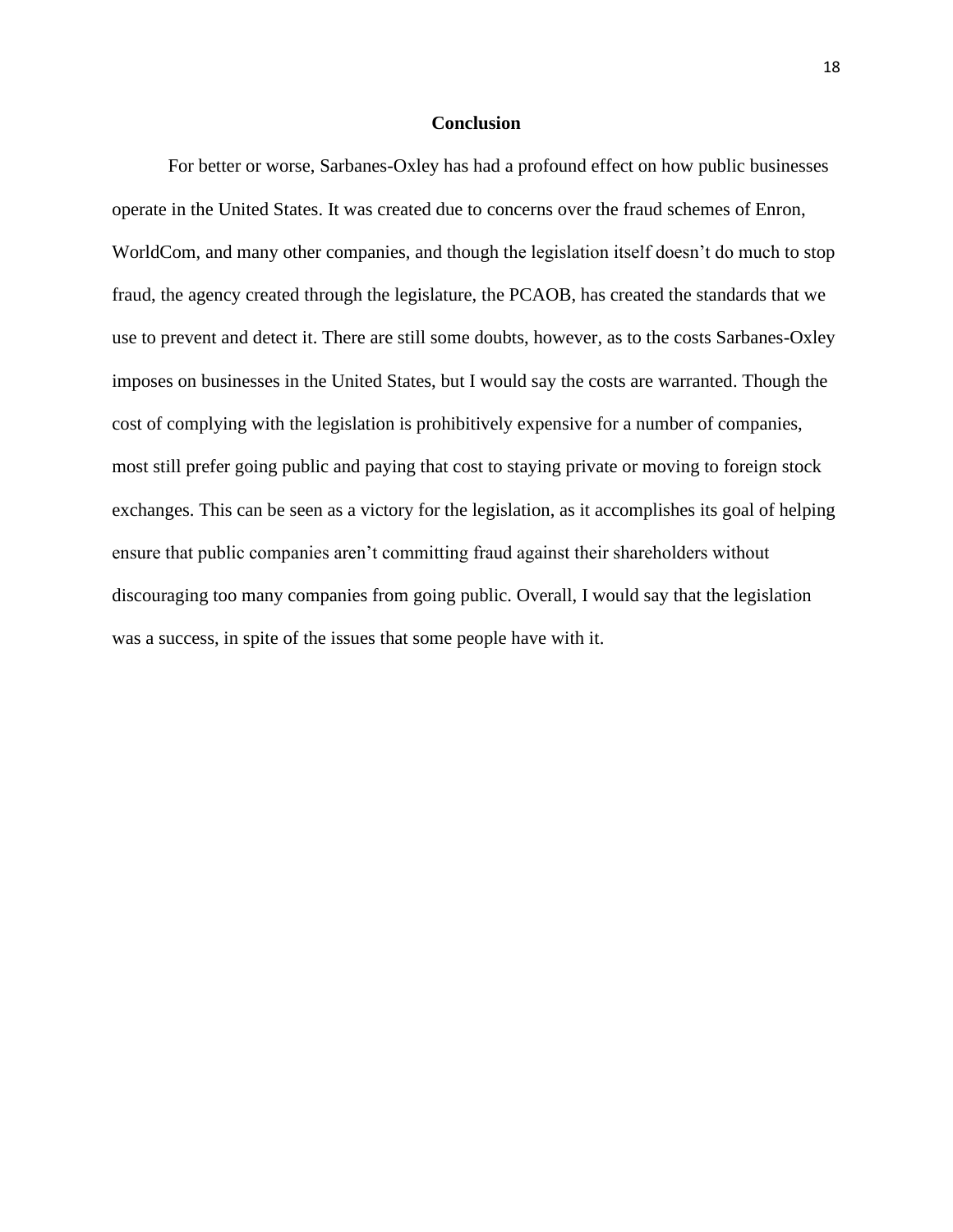## Conclusion

For better or worse, Sarbanes-Oxley has had a profound effect on how public businesses operate in the United States. It was created due to concerns over the fraud schemes of Enron, WorldCom, and many other companies, and though the legislation itself doesn't do much to stop fraud, the agency created through the legislature, the PCAOB, has created the standards that we use to prevent and detect it. There are still some doubts, however, as to the costs Sarbanes-Oxley imposes on businesses in the United States, but I would say the costs are warranted. Though the cost of complying with the legislation is prohibitively expensive for a number of companies, most still prefer going public and paying that cost to staying private or moving to foreign stock exchanges. This can be seen as a victory for the legislation, as it accomplishes its goal of helping ensure that public companies aren't committing fraud against their shareholders without discouraging too many companies from going public. Overall, I would say that the legislation was a success, in spite of the issues that some people have with it.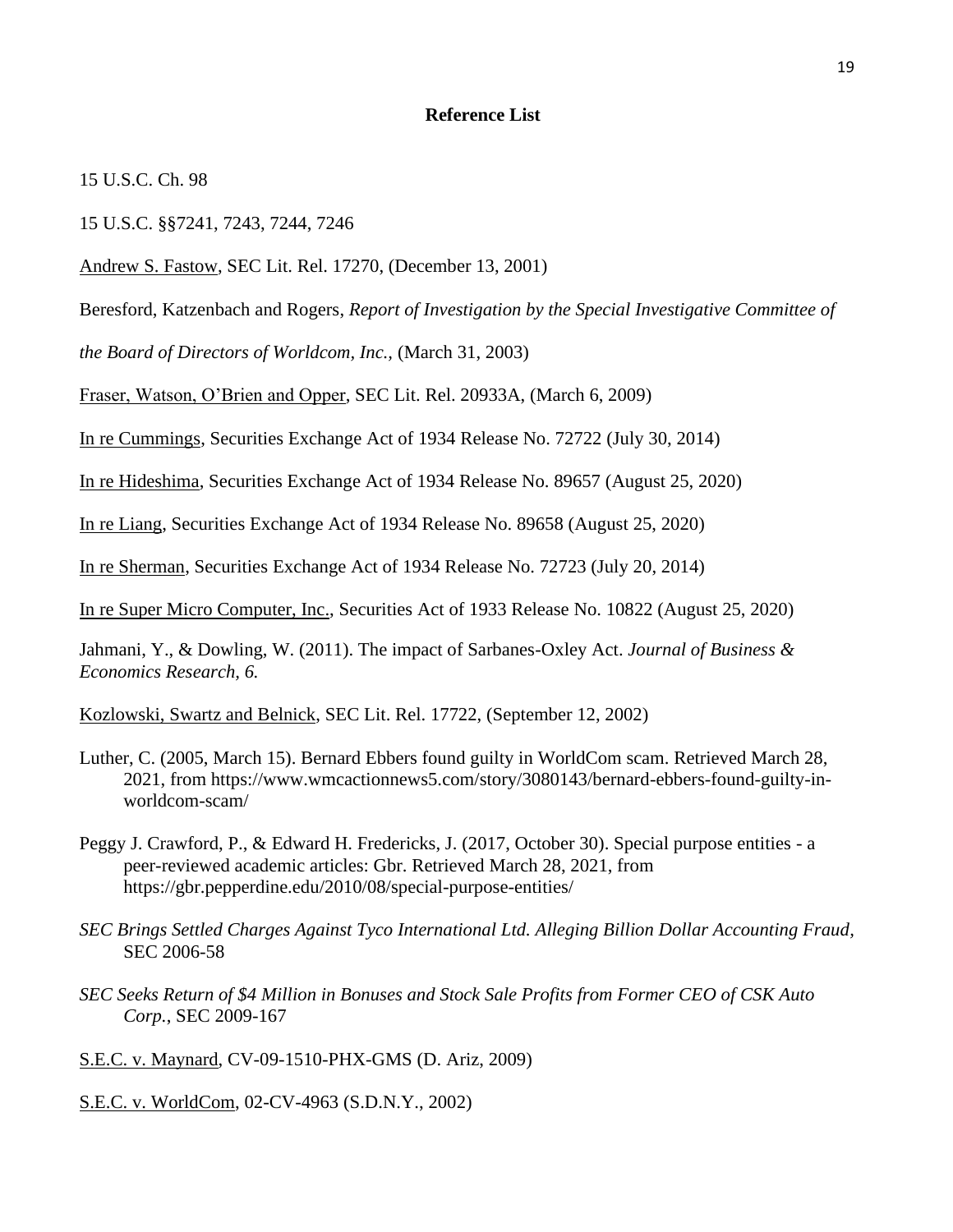**Reference List**

15 U.S.C. Ch. 98

15 U.S.C. §§7241, 7243, 7244, 7246

Andrew S. Fastow, SEC Lit. Rel. 17270, (December 13, 2001)

Beresford, Katzenbach and Rogers, *Report of Investigation by the Special Investigative Committee of the Board of Directors of Worldcom, Inc.,* (March 31, 2003)

Fraser, Watson, O'Brien and Opper, SEC Lit. Rel. 20933A, (March 6, 2009)

In re Cummings, Securities Exchange Act of 1934 Release No. 72722 (July 30, 2014)

In re Hideshima, Securities Exchange Act of 1934 Release No. 89657 (August 25, 2020)

In re Liang, Securities Exchange Act of 1934 Release No. 89658 (August 25, 2020)

In re Sherman, Securities Exchange Act of 1934 Release No. 72723 (July 20, 2014)

In re Super Micro Computer, Inc., Securities Act of 1933 Release No. 10822 (August 25, 2020)

Jahmani, Y., & Dowling, W. (2011). The impact of Sarbanes-Oxley Act. *Journal of Business & Economics Research, 6.*

Kozlowski, Swartz and Belnick, SEC Lit. Rel. 17722, (September 12, 2002)

Luther, C. (2005, March 15). Bernard Ebbers found guilty in WorldCom scam. Retrieved March 28, 2021, from https://www.wmcactionnews5.com/story/3080143/bernard-ebbers-found-guilty-in-worldcom-scam/

Peggy J. Crawford, P., & Edward H. Fredericks, J. (2017, October 30). Special purpose entities - a peer-reviewed academic articles: Gbr. Retrieved March 28, 2021, from https://gbr.pepperdine.edu/2010/08/special-purpose-entities/

*SEC Brings Settled Charges Against Tyco International Ltd. Alleging Billion Dollar Accounting Fraud*, SEC 2006-58

*SEC Seeks Return of $4 Million in Bonuses and Stock Sale Profits from Former CEO of CSK Auto Corp.*, SEC 2009-167

S.E.C. v. Maynard, CV-09-1510-PHX-GMS (D. Ariz, 2009)

S.E.C. v. WorldCom, 02-CV-4963 (S.D.N.Y., 2002)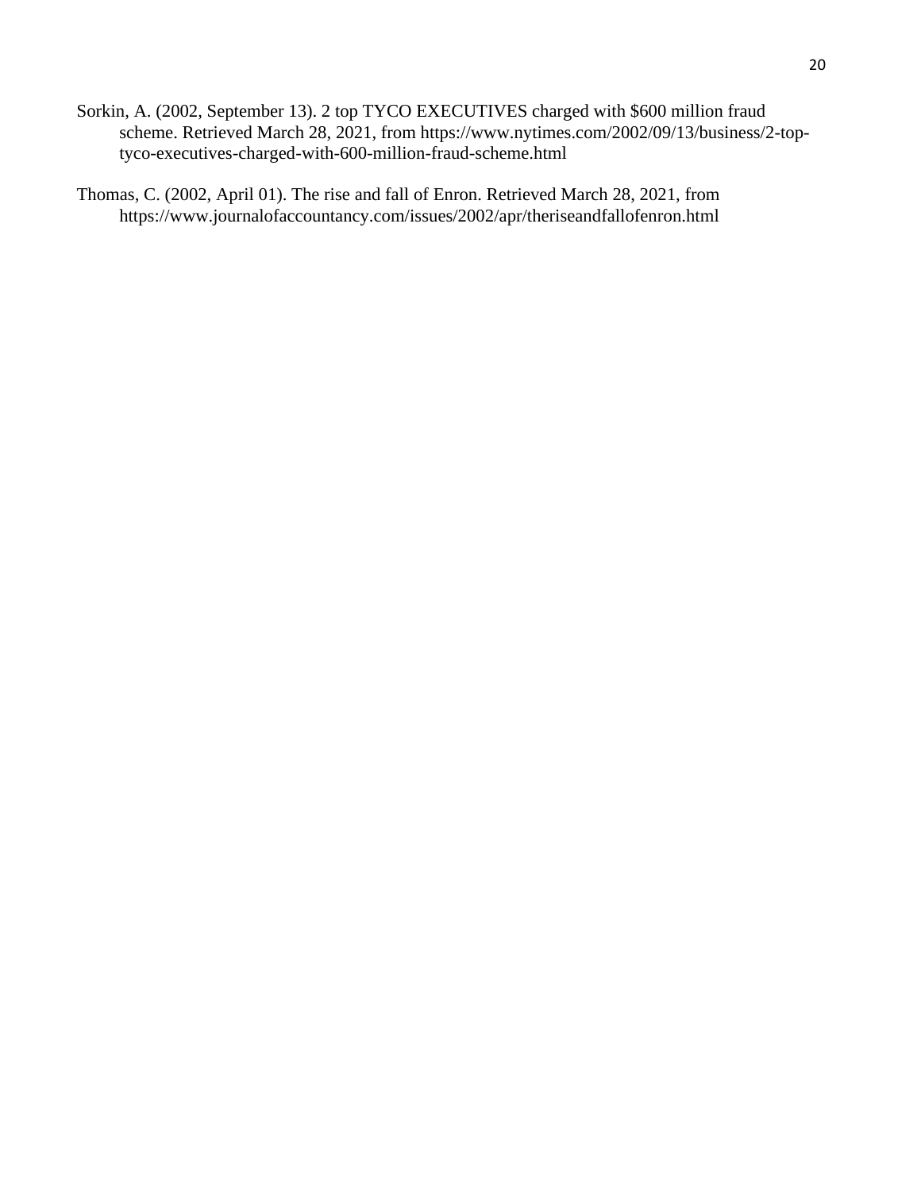Sorkin, A. (2002, September 13). 2 top TYCO EXECUTIVES charged with $600 million fraud scheme. Retrieved March 28, 2021, from https://www.nytimes.com/2002/09/13/business/2-top-tyco-executives-charged-with-600-million-fraud-scheme.html

Thomas, C. (2002, April 01). The rise and fall of Enron. Retrieved March 28, 2021, from https://www.journalofaccountancy.com/issues/2002/apr/theriseandfallofenron.html